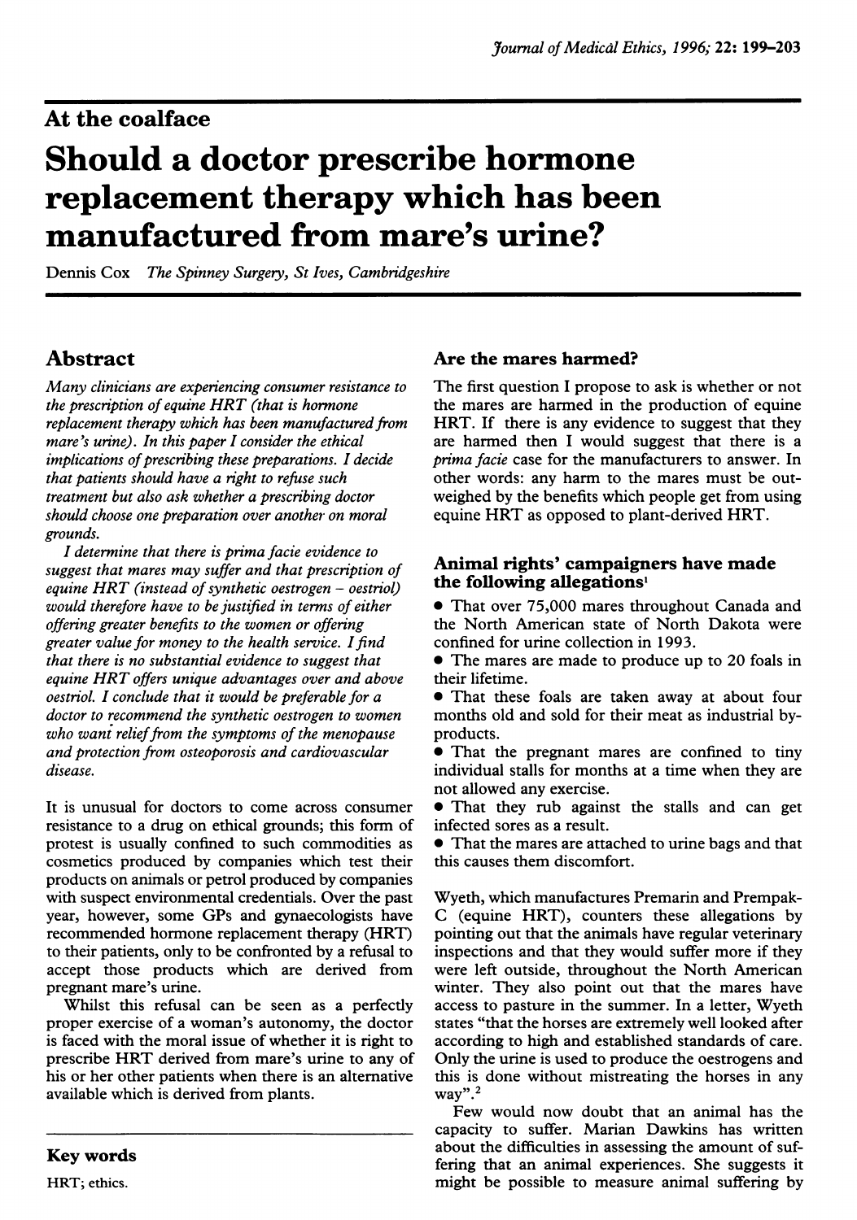## At the coalface

# Should a doctor prescribe hormone replacement therapy which has been manufactured from mare's urine?

Dennis Cox *The Spinney Surgery, St Ives, Cambridgeshire*

## Abstract

*Many clinicians are experiencing consumer resistance to the prescription of equine HRT (that is hormone replacement therapy which has been manufactured from mare's urine). In this paper I consider the ethical implications of prescribing these preparations. I decide that patients should have a right to refuse such treatment but also ask whether a prescribing doctor should choose one preparation over another on moral grounds.*

*I determine that there is prima facie evidence to suggest that mares may suffer and that prescription of equine HRT (instead of synthetic oestrogen – oestriol) would therefore have to be justified in terms of either offering greater benefits to the women or offering greater value for money to the health service. I find that there is no substantial evidence to suggest that equine HRT offers unique advantages over and above oestriol. I conclude that it would be preferable for a doctor to recommend the synthetic oestrogen to women who want relief from the symptoms of the menopause and protection from osteoporosis and cardiovascular disease.*

It is unusual for doctors to come across consumer resistance to a drug on ethical grounds; this form of protest is usually confined to such commodities as cosmetics produced by companies which test their products on animals or petrol produced by companies with suspect environmental credentials. Over the past year, however, some GPs and gynaecologists have recommended hormone replacement therapy (HRT) to their patients, only to be confronted by a refusal to accept those products which are derived from pregnant mare's urine.

Whilst this refusal can be seen as a perfectly proper exercise of a woman's autonomy, the doctor is faced with the moral issue of whether it is right to prescribe HRT derived from mare's urine to any of his or her other patients when there is an alternative available which is derived from plants.

### Key words

HRT; ethics.

### Are the mares harmed?

The first question I propose to ask is whether or not the mares are harmed in the production of equine HRT. If there is any evidence to suggest that they are harmed then I would suggest that there is a *prima facie* case for the manufacturers to answer. In other words: any harm to the mares must be outweighed by the benefits which people get from using equine HRT as opposed to plant-derived HRT.

### Animal rights' campaigners have made the following allegations[1]

- That over 75,000 mares throughout Canada and the North American state of North Dakota were confined for urine collection in 1993.
- The mares are made to produce up to 20 foals in their lifetime.
- That these foals are taken away at about four months old and sold for their meat as industrial by-products.
- That the pregnant mares are confined to tiny individual stalls for months at a time when they are not allowed any exercise.
- That they rub against the stalls and can get infected sores as a result.
- That the mares are attached to urine bags and that this causes them discomfort.

Wyeth, which manufactures Premarin and Prempak-C (equine HRT), counters these allegations by pointing out that the animals have regular veterinary inspections and that they would suffer more if they were left outside, throughout the North American winter. They also point out that the mares have access to pasture in the summer. In a letter, Wyeth states "that the horses are extremely well looked after according to high and established standards of care. Only the urine is used to produce the oestrogens and this is done without mistreating the horses in any way".[2]

Few would now doubt that an animal has the capacity to suffer. Marian Dawkins has written about the difficulties in assessing the amount of suffering that an animal experiences. She suggests it might be possible to measure animal suffering by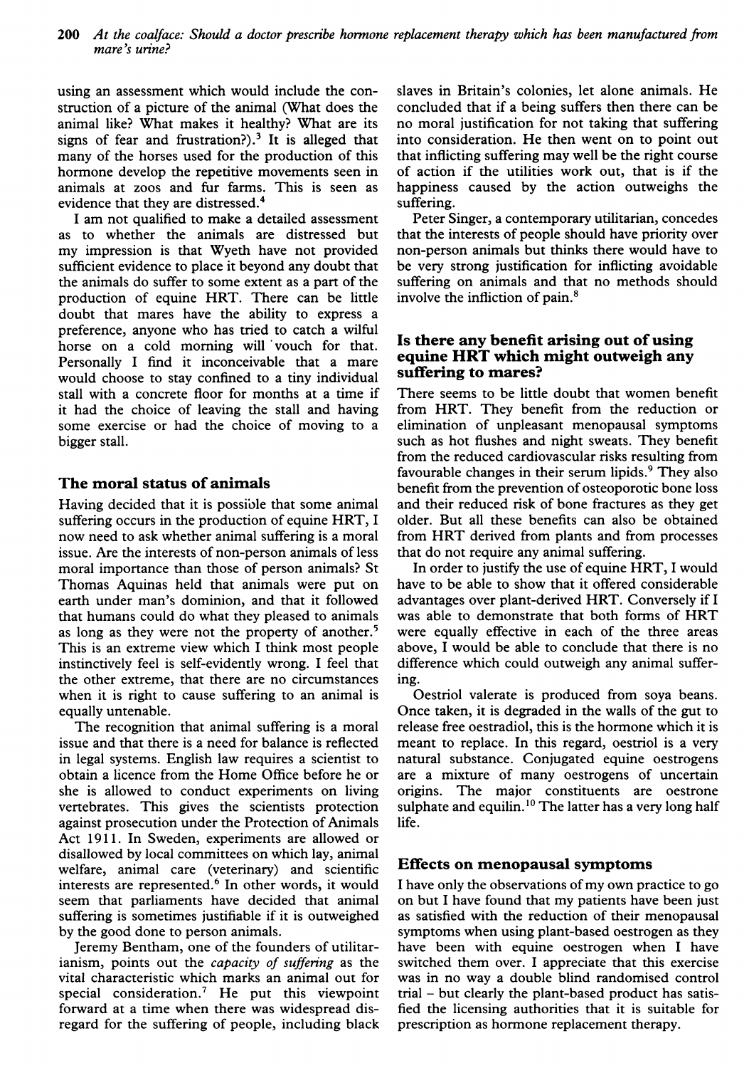using an assessment which would include the construction of a picture of the animal (What does the animal like? What makes it healthy? What are its signs of fear and frustration?).[3] It is alleged that many of the horses used for the production of this hormone develop the repetitive movements seen in animals at zoos and fur farms. This is seen as evidence that they are distressed.[4]

I am not qualified to make a detailed assessment as to whether the animals are distressed but my impression is that Wyeth have not provided sufficient evidence to place it beyond any doubt that the animals do suffer to some extent as a part of the production of equine HRT. There can be little doubt that mares have the ability to express a preference, anyone who has tried to catch a wilful horse on a cold morning will vouch for that. Personally I find it inconceivable that a mare would choose to stay confined to a tiny individual stall with a concrete floor for months at a time if it had the choice of leaving the stall and having some exercise or had the choice of moving to a bigger stall.

## The moral status of animals

Having decided that it is possible that some animal suffering occurs in the production of equine HRT, I now need to ask whether animal suffering is a moral issue. Are the interests of non-person animals of less moral importance than those of person animals? St Thomas Aquinas held that animals were put on earth under man's dominion, and that it followed that humans could do what they pleased to animals as long as they were not the property of another.[5] This is an extreme view which I think most people instinctively feel is self-evidently wrong. I feel that the other extreme, that there are no circumstances when it is right to cause suffering to an animal is equally untenable.

The recognition that animal suffering is a moral issue and that there is a need for balance is reflected in legal systems. English law requires a scientist to obtain a licence from the Home Office before he or she is allowed to conduct experiments on living vertebrates. This gives the scientists protection against prosecution under the Protection of Animals Act 1911. In Sweden, experiments are allowed or disallowed by local committees on which lay, animal welfare, animal care (veterinary) and scientific interests are represented.[6] In other words, it would seem that parliaments have decided that animal suffering is sometimes justifiable if it is outweighed by the good done to person animals.

Jeremy Bentham, one of the founders of utilitarianism, points out the *capacity of suffering* as the vital characteristic which marks an animal out for special consideration.[7] He put this viewpoint forward at a time when there was widespread disregard for the suffering of people, including black slaves in Britain's colonies, let alone animals. He concluded that if a being suffers then there can be no moral justification for not taking that suffering into consideration. He then went on to point out that inflicting suffering may well be the right course of action if the utilities work out, that is if the happiness caused by the action outweighs the suffering.

Peter Singer, a contemporary utilitarian, concedes that the interests of people should have priority over non-person animals but thinks there would have to be very strong justification for inflicting avoidable suffering on animals and that no methods should involve the infliction of pain.[8]

## Is there any benefit arising out of using equine HRT which might outweigh any suffering to mares?

There seems to be little doubt that women benefit from HRT. They benefit from the reduction or elimination of unpleasant menopausal symptoms such as hot flushes and night sweats. They benefit from the reduced cardiovascular risks resulting from favourable changes in their serum lipids.[9] They also benefit from the prevention of osteoporotic bone loss and their reduced risk of bone fractures as they get older. But all these benefits can also be obtained from HRT derived from plants and from processes that do not require any animal suffering.

In order to justify the use of equine HRT, I would have to be able to show that it offered considerable advantages over plant-derived HRT. Conversely if I was able to demonstrate that both forms of HRT were equally effective in each of the three areas above, I would be able to conclude that there is no difference which could outweigh any animal suffering.

Oestriol valerate is produced from soya beans. Once taken, it is degraded in the walls of the gut to release free oestradiol, this is the hormone which it is meant to replace. In this regard, oestriol is a very natural substance. Conjugated equine oestrogens are a mixture of many oestrogens of uncertain origins. The major constituents are oestrone sulphate and equilin.[10] The latter has a very long half life.

## Effects on menopausal symptoms

I have only the observations of my own practice to go on but I have found that my patients have been just as satisfied with the reduction of their menopausal symptoms when using plant-based oestrogen as they have been with equine oestrogen when I have switched them over. I appreciate that this exercise was in no way a double blind randomised control trial – but clearly the plant-based product has satisfied the licensing authorities that it is suitable for prescription as hormone replacement therapy.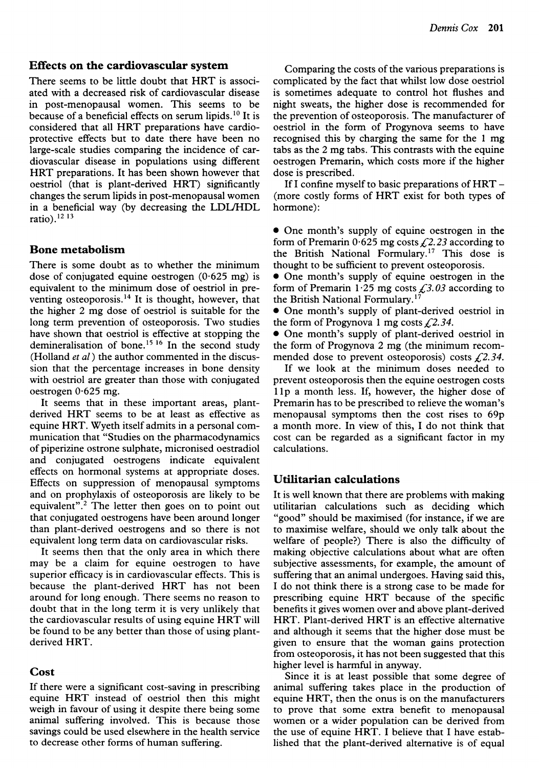## Effects on the cardiovascular system

There seems to be little doubt that HRT is associated with a decreased risk of cardiovascular disease in post-menopausal women. This seems to be because of a beneficial effects on serum lipids.[10] It is considered that all HRT preparations have cardioprotective effects but to date there have been no large-scale studies comparing the incidence of cardiovascular disease in populations using different HRT preparations. It has been shown however that oestriol (that is plant-derived HRT) significantly changes the serum lipids in post-menopausal women in a beneficial way (by decreasing the LDL/HDL ratio).[12 13]

## Bone metabolism

There is some doubt as to whether the minimum dose of conjugated equine oestrogen (0·625 mg) is equivalent to the minimum dose of oestriol in preventing osteoporosis.[14] It is thought, however, that the higher 2 mg dose of oestriol is suitable for the long term prevention of osteoporosis. Two studies have shown that oestriol is effective at stopping the demineralisation of bone.[15 16] In the second study (Holland *et al*) the author commented in the discussion that the percentage increases in bone density with oestriol are greater than those with conjugated oestrogen 0·625 mg.

It seems that in these important areas, plant-derived HRT seems to be at least as effective as equine HRT. Wyeth itself admits in a personal communication that "Studies on the pharmacodynamics of piperizine ostrone sulphate, micronised oestradiol and conjugated oestrogens indicate equivalent effects on hormonal systems at appropriate doses. Effects on suppression of menopausal symptoms and on prophylaxis of osteoporosis are likely to be equivalent".[2] The letter then goes on to point out that conjugated oestrogens have been around longer than plant-derived oestrogens and so there is not equivalent long term data on cardiovascular risks.

It seems then that the only area in which there may be a claim for equine oestrogen to have superior efficacy is in cardiovascular effects. This is because the plant-derived HRT has not been around for long enough. There seems no reason to doubt that in the long term it is very unlikely that the cardiovascular results of using equine HRT will be found to be any better than those of using plant-derived HRT.

## Cost

If there were a significant cost-saving in prescribing equine HRT instead of oestriol then this might weigh in favour of using it despite there being some animal suffering involved. This is because those savings could be used elsewhere in the health service to decrease other forms of human suffering.

Comparing the costs of the various preparations is complicated by the fact that whilst low dose oestriol is sometimes adequate to control hot flushes and night sweats, the higher dose is recommended for the prevention of osteoporosis. The manufacturer of oestriol in the form of Progynova seems to have recognised this by charging the same for the 1 mg tabs as the 2 mg tabs. This contrasts with the equine oestrogen Premarin, which costs more if the higher dose is prescribed.

If I confine myself to basic preparations of HRT – (more costly forms of HRT exist for both types of hormone):

- One month's supply of equine oestrogen in the form of Premarin 0·625 mg costs *£2.23* according to the British National Formulary.[17] This dose is thought to be sufficient to prevent osteoporosis.
- One month's supply of equine oestrogen in the form of Premarin 1·25 mg costs *£3.03* according to the British National Formulary.[17]
- One month's supply of plant-derived oestriol in the form of Progynova 1 mg costs *£2.34*.
- One month's supply of plant-derived oestriol in the form of Progynova 2 mg (the minimum recommended dose to prevent osteoporosis) costs *£2.34*.

If we look at the minimum doses needed to prevent osteoporosis then the equine oestrogen costs 11p a month less. If, however, the higher dose of Premarin has to be prescribed to relieve the woman's menopausal symptoms then the cost rises to 69p a month more. In view of this, I do not think that cost can be regarded as a significant factor in my calculations.

## Utilitarian calculations

It is well known that there are problems with making utilitarian calculations such as deciding which "good" should be maximised (for instance, if we are to maximise welfare, should we only talk about the welfare of people?) There is also the difficulty of making objective calculations about what are often subjective assessments, for example, the amount of suffering that an animal undergoes. Having said this, I do not think there is a strong case to be made for prescribing equine HRT because of the specific benefits it gives women over and above plant-derived HRT. Plant-derived HRT is an effective alternative and although it seems that the higher dose must be given to ensure that the woman gains protection from osteoporosis, it has not been suggested that this higher level is harmful in anyway.

Since it is at least possible that some degree of animal suffering takes place in the production of equine HRT, then the onus is on the manufacturers to prove that some extra benefit to menopausal women or a wider population can be derived from the use of equine HRT. I believe that I have established that the plant-derived alternative is of equal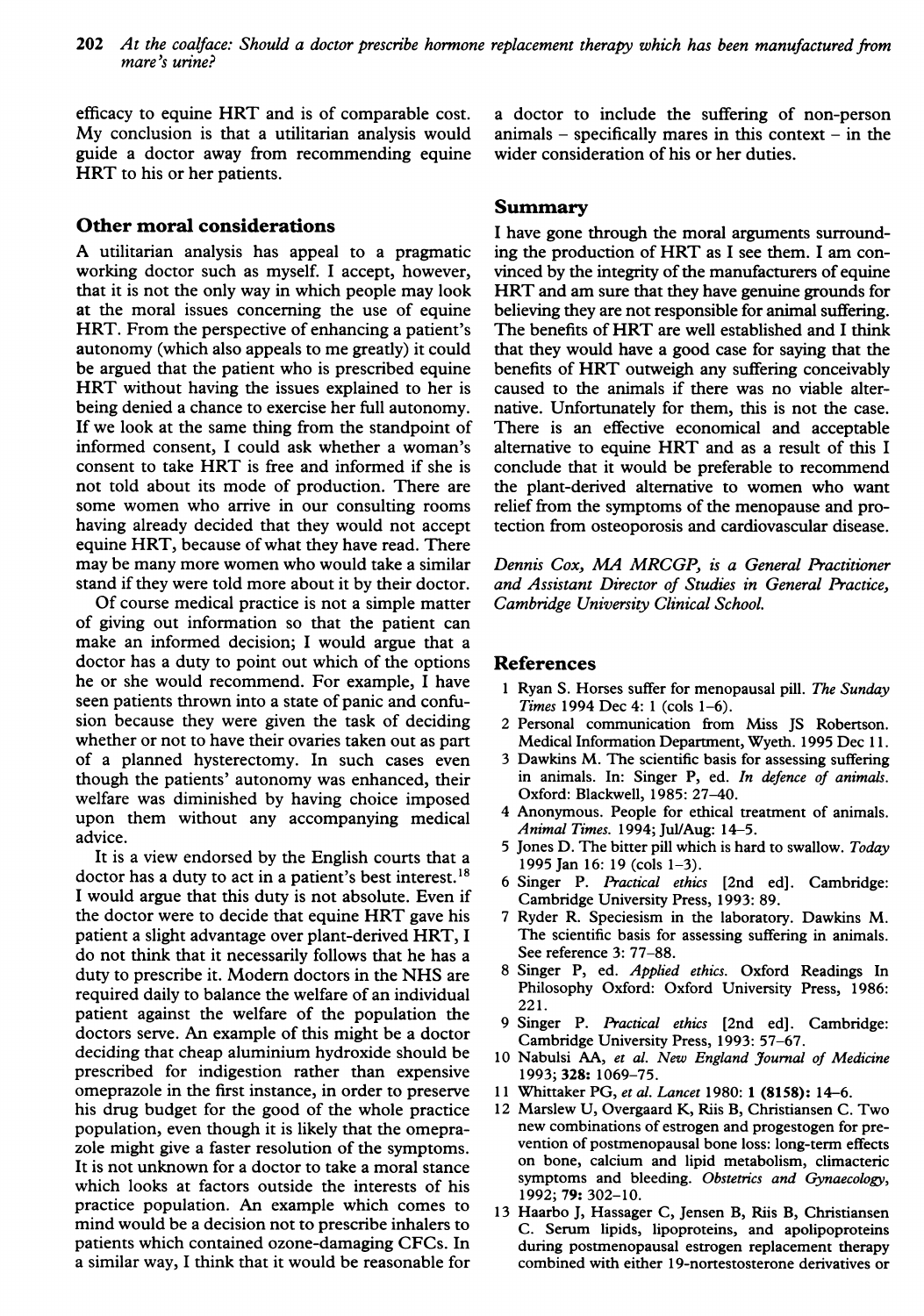efficacy to equine HRT and is of comparable cost. My conclusion is that a utilitarian analysis would guide a doctor away from recommending equine HRT to his or her patients.

## Other moral considerations

A utilitarian analysis has appeal to a pragmatic working doctor such as myself. I accept, however, that it is not the only way in which people may look at the moral issues concerning the use of equine HRT. From the perspective of enhancing a patient's autonomy (which also appeals to me greatly) it could be argued that the patient who is prescribed equine HRT without having the issues explained to her is being denied a chance to exercise her full autonomy. If we look at the same thing from the standpoint of informed consent, I could ask whether a woman's consent to take HRT is free and informed if she is not told about its mode of production. There are some women who arrive in our consulting rooms having already decided that they would not accept equine HRT, because of what they have read. There may be many more women who would take a similar stand if they were told more about it by their doctor.

Of course medical practice is not a simple matter of giving out information so that the patient can make an informed decision; I would argue that a doctor has a duty to point out which of the options he or she would recommend. For example, I have seen patients thrown into a state of panic and confusion because they were given the task of deciding whether or not to have their ovaries taken out as part of a planned hysterectomy. In such cases even though the patients' autonomy was enhanced, their welfare was diminished by having choice imposed upon them without any accompanying medical advice.

It is a view endorsed by the English courts that a doctor has a duty to act in a patient's best interest.[18] I would argue that this duty is not absolute. Even if the doctor were to decide that equine HRT gave his patient a slight advantage over plant-derived HRT, I do not think that it necessarily follows that he has a duty to prescribe it. Modern doctors in the NHS are required daily to balance the welfare of an individual patient against the welfare of the population the doctors serve. An example of this might be a doctor deciding that cheap aluminium hydroxide should be prescribed for indigestion rather than expensive omeprazole in the first instance, in order to preserve his drug budget for the good of the whole practice population, even though it is likely that the omeprazole might give a faster resolution of the symptoms. It is not unknown for a doctor to take a moral stance which looks at factors outside the interests of his practice population. An example which comes to mind would be a decision not to prescribe inhalers to patients which contained ozone-damaging CFCs. In a similar way, I think that it would be reasonable for a doctor to include the suffering of non-person animals – specifically mares in this context – in the wider consideration of his or her duties.

## Summary

I have gone through the moral arguments surrounding the production of HRT as I see them. I am convinced by the integrity of the manufacturers of equine HRT and am sure that they have genuine grounds for believing they are not responsible for animal suffering. The benefits of HRT are well established and I think that they would have a good case for saying that the benefits of HRT outweigh any suffering conceivably caused to the animals if there was no viable alternative. Unfortunately for them, this is not the case. There is an effective economical and acceptable alternative to equine HRT and as a result of this I conclude that it would be preferable to recommend the plant-derived alternative to women who want relief from the symptoms of the menopause and protection from osteoporosis and cardiovascular disease.

*Dennis Cox, MA MRCGP, is a General Practitioner and Assistant Director of Studies in General Practice, Cambridge University Clinical School.*

## References

1. Ryan S. Horses suffer for menopausal pill. *The Sunday Times* 1994 Dec 4: 1 (cols 1–6).
2. Personal communication from Miss JS Robertson. Medical Information Department, Wyeth. 1995 Dec 11.
3. Dawkins M. The scientific basis for assessing suffering in animals. In: Singer P, ed. *In defence of animals*. Oxford: Blackwell, 1985: 27–40.
4. Anonymous. People for ethical treatment of animals. *Animal Times*. 1994; Jul/Aug: 14–5.
5. Jones D. The bitter pill which is hard to swallow. *Today* 1995 Jan 16: 19 (cols 1–3).
6. Singer P. *Practical ethics* [2nd ed]. Cambridge: Cambridge University Press, 1993: 89.
7. Ryder R. Speciesism in the laboratory. Dawkins M. The scientific basis for assessing suffering in animals. See reference 3: 77–88.
8. Singer P, ed. *Applied ethics*. Oxford Readings In Philosophy Oxford: Oxford University Press, 1986: 221.
9. Singer P. *Practical ethics* [2nd ed]. Cambridge: Cambridge University Press, 1993: 57–67.
10. Nabulsi AA, *et al*. *New England Journal of Medicine* 1993; **328:** 1069–75.
11. Whittaker PG, *et al*. *Lancet* 1980: **1 (8158):** 14–6.
12. Marslew U, Overgaard K, Riis B, Christiansen C. Two new combinations of estrogen and progestogen for prevention of postmenopausal bone loss: long-term effects on bone, calcium and lipid metabolism, climacteric symptoms and bleeding. *Obstetrics and Gynaecology*, 1992; **79:** 302–10.
13. Haarbo J, Hassager C, Jensen B, Riis B, Christiansen C. Serum lipids, lipoproteins, and apolipoproteins during postmenopausal estrogen replacement therapy combined with either 19-nortestosterone derivatives or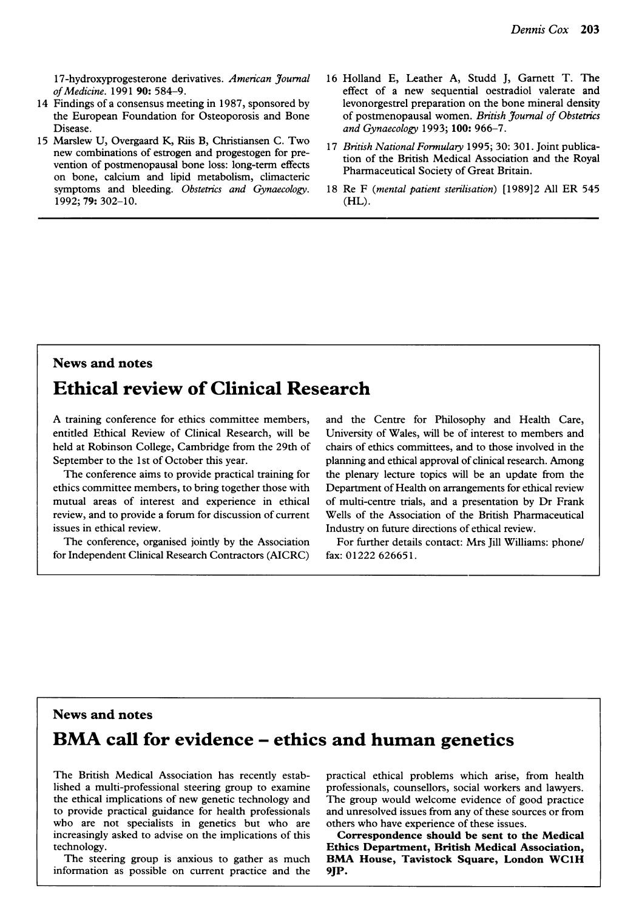17-hydroxyprogesterone derivatives. *American Journal of Medicine*. 1991 **90:** 584–9.

14 Findings of a consensus meeting in 1987, sponsored by the European Foundation for Osteoporosis and Bone Disease.

15 Marslew U, Overgaard K, Riis B, Christiansen C. Two new combinations of estrogen and progestogen for prevention of postmenopausal bone loss: long-term effects on bone, calcium and lipid metabolism, climacteric symptoms and bleeding. *Obstetrics and Gynaecology*. 1992; **79:** 302–10.

16 Holland E, Leather A, Studd J, Garnett T. The effect of a new sequential oestradiol valerate and levonorgestrel preparation on the bone mineral density of postmenopausal women. *British Journal of Obstetrics and Gynaecology* 1993; **100:** 966–7.

17 *British National Formulary* 1995; 30: 301. Joint publication of the British Medical Association and the Royal Pharmaceutical Society of Great Britain.

18 Re F (*mental patient sterilisation*) [1989]2 All ER 545 (HL).

### News and notes

## Ethical review of Clinical Research

A training conference for ethics committee members, entitled Ethical Review of Clinical Research, will be held at Robinson College, Cambridge from the 29th of September to the 1st of October this year.

The conference aims to provide practical training for ethics committee members, to bring together those with mutual areas of interest and experience in ethical review, and to provide a forum for discussion of current issues in ethical review.

The conference, organised jointly by the Association for Independent Clinical Research Contractors (AICRC) and the Centre for Philosophy and Health Care, University of Wales, will be of interest to members and chairs of ethics committees, and to those involved in the planning and ethical approval of clinical research. Among the plenary lecture topics will be an update from the Department of Health on arrangements for ethical review of multi-centre trials, and a presentation by Dr Frank Wells of the Association of the British Pharmaceutical Industry on future directions of ethical review.

For further details contact: Mrs Jill Williams: phone/fax: 01222 626651.

### News and notes

## BMA call for evidence – ethics and human genetics

The British Medical Association has recently established a multi-professional steering group to examine the ethical implications of new genetic technology and to provide practical guidance for health professionals who are not specialists in genetics but who are increasingly asked to advise on the implications of this technology.

The steering group is anxious to gather as much information as possible on current practice and the practical ethical problems which arise, from health professionals, counsellors, social workers and lawyers. The group would welcome evidence of good practice and unresolved issues from any of these sources or from others who have experience of these issues.

**Correspondence should be sent to the Medical Ethics Department, British Medical Association, BMA House, Tavistock Square, London WC1H 9JP.**